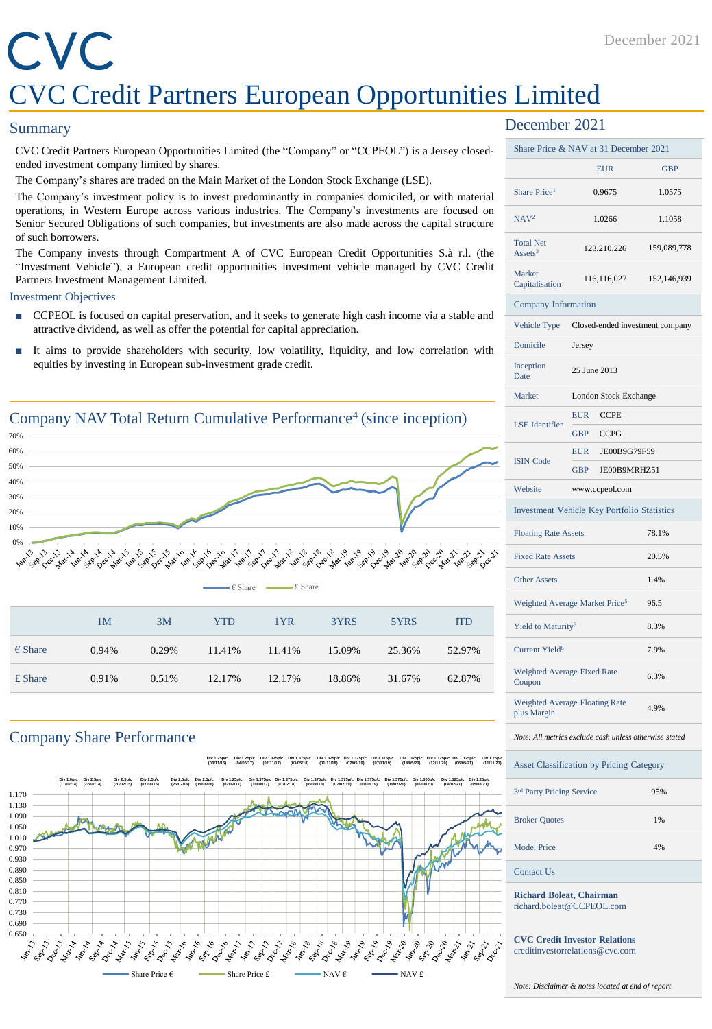# CVC Credit Partners European Opportunities Limited

December 2021

## Summary

CVC Credit Partners European Opportunities Limited (the "Company" or "CCPEOL") is a Jersey closed-ended investment company limited by shares.

The Company's shares are traded on the Main Market of the London Stock Exchange (LSE).

The Company's investment policy is to invest predominantly in companies domiciled, or with material operations, in Western Europe across various industries. The Company's investments are focused on Senior Secured Obligations of such companies, but investments are also made across the capital structure of such borrowers.

The Company invests through Compartment A of CVC European Credit Opportunities S.à r.l. (the "Investment Vehicle"), a European credit opportunities investment vehicle managed by CVC Credit Partners Investment Management Limited.

### Investment Objectives

- CCPEOL is focused on capital preservation, and it seeks to generate high cash income via a stable and attractive dividend, as well as offer the potential for capital appreciation.
- It aims to provide shareholders with security, low volatility, liquidity, and low correlation with equities by investing in European sub-investment grade credit.

## Company NAV Total Return Cumulative Performance[4] (since inception)

| | 1M | 3M | YTD | 1YR | 3YRS | 5YRS | ITD |
|---|---|---|---|---|---|---|---|
| € Share | 0.94% | 0.29% | 11.41% | 11.41% | 15.09% | 25.36% | 52.97% |
| £ Share | 0.91% | 0.51% | 12.17% | 12.17% | 18.86% | 31.67% | 62.87% |

## Company Share Performance

## December 2021

| Share Price & NAV at 31 December 2021 | EUR | GBP |
|---|---|---|
| Share Price[1] | 0.9675 | 1.0575 |
| NAV[2] | 1.0266 | 1.1058 |
| Total Net Assets[3] | 123,210,226 | 159,089,778 |
| Market Capitalisation | 116,116,027 | 152,146,939 |

| Company Information | | |
|---|---|---|
| Vehicle Type | Closed-ended investment company | |
| Domicile | Jersey | |
| Inception Date | 25 June 2013 | |
| Market | London Stock Exchange | |
| LSE Identifier | EUR | CCPE |
| | GBP | CCPG |
| ISIN Code | EUR | JE00B9G79F59 |
| | GBP | JE00B9MRHZ51 |
| Website | www.ccpeol.com | |

| Investment Vehicle Key Portfolio Statistics | |
|---|---|
| Floating Rate Assets | 78.1% |
| Fixed Rate Assets | 20.5% |
| Other Assets | 1.4% |
| Weighted Average Market Price[5] | 96.5 |
| Yield to Maturity[6] | 8.3% |
| Current Yield[6] | 7.9% |
| Weighted Average Fixed Rate Coupon | 6.3% |
| Weighted Average Floating Rate plus Margin | 4.9% |

*Note: All metrics exclude cash unless otherwise stated*

| Asset Classification by Pricing Category | |
|---|---|
| 3rd Party Pricing Service | 95% |
| Broker Quotes | 1% |
| Model Price | 4% |

### Contact Us

**Richard Boleat, Chairman**
richard.boleat@CCPEOL.com

**CVC Credit Investor Relations**
creditinvestorrelations@cvc.com

*Note: Disclaimer & notes located at end of report*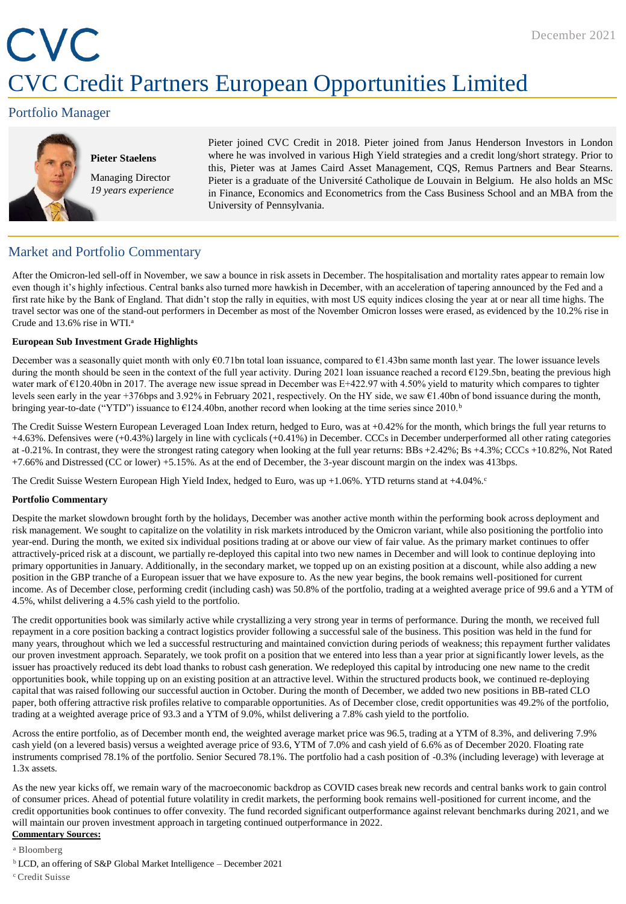CVC

December 2021

# CVC Credit Partners European Opportunities Limited

## Portfolio Manager

**Pieter Staelens**

Managing Director
*19 years experience*

Pieter joined CVC Credit in 2018. Pieter joined from Janus Henderson Investors in London where he was involved in various High Yield strategies and a credit long/short strategy. Prior to this, Pieter was at James Caird Asset Management, CQS, Remus Partners and Bear Stearns. Pieter is a graduate of the Université Catholique de Louvain in Belgium. He also holds an MSc in Finance, Economics and Econometrics from the Cass Business School and an MBA from the University of Pennsylvania.

## Market and Portfolio Commentary

After the Omicron-led sell-off in November, we saw a bounce in risk assets in December. The hospitalisation and mortality rates appear to remain low even though it's highly infectious. Central banks also turned more hawkish in December, with an acceleration of tapering announced by the Fed and a first rate hike by the Bank of England. That didn't stop the rally in equities, with most US equity indices closing the year at or near all time highs. The travel sector was one of the stand-out performers in December as most of the November Omicron losses were erased, as evidenced by the 10.2% rise in Crude and 13.6% rise in WTI.[a]

**European Sub Investment Grade Highlights**

December was a seasonally quiet month with only €0.71bn total loan issuance, compared to €1.43bn same month last year. The lower issuance levels during the month should be seen in the context of the full year activity. During 2021 loan issuance reached a record €129.5bn, beating the previous high water mark of €120.40bn in 2017. The average new issue spread in December was E+422.97 with 4.50% yield to maturity which compares to tighter levels seen early in the year +376bps and 3.92% in February 2021, respectively. On the HY side, we saw €1.40bn of bond issuance during the month, bringing year-to-date ("YTD") issuance to €124.40bn, another record when looking at the time series since 2010.[b]

The Credit Suisse Western European Leveraged Loan Index return, hedged to Euro, was at +0.42% for the month, which brings the full year returns to +4.63%. Defensives were (+0.43%) largely in line with cyclicals (+0.41%) in December. CCCs in December underperformed all other rating categories at -0.21%. In contrast, they were the strongest rating category when looking at the full year returns: BBs +2.42%; Bs +4.3%; CCCs +10.82%, Not Rated +7.66% and Distressed (CC or lower) +5.15%. As at the end of December, the 3-year discount margin on the index was 413bps.

The Credit Suisse Western European High Yield Index, hedged to Euro, was up +1.06%. YTD returns stand at +4.04%.[c]

**Portfolio Commentary**

Despite the market slowdown brought forth by the holidays, December was another active month within the performing book across deployment and risk management. We sought to capitalize on the volatility in risk markets introduced by the Omicron variant, while also positioning the portfolio into year-end. During the month, we exited six individual positions trading at or above our view of fair value. As the primary market continues to offer attractively-priced risk at a discount, we partially re-deployed this capital into two new names in December and will look to continue deploying into primary opportunities in January. Additionally, in the secondary market, we topped up on an existing position at a discount, while also adding a new position in the GBP tranche of a European issuer that we have exposure to. As the new year begins, the book remains well-positioned for current income. As of December close, performing credit (including cash) was 50.8% of the portfolio, trading at a weighted average price of 99.6 and a YTM of 4.5%, whilst delivering a 4.5% cash yield to the portfolio.

The credit opportunities book was similarly active while crystallizing a very strong year in terms of performance. During the month, we received full repayment in a core position backing a contract logistics provider following a successful sale of the business. This position was held in the fund for many years, throughout which we led a successful restructuring and maintained conviction during periods of weakness; this repayment further validates our proven investment approach. Separately, we took profit on a position that we entered into less than a year prior at significantly lower levels, as the issuer has proactively reduced its debt load thanks to robust cash generation. We redeployed this capital by introducing one new name to the credit opportunities book, while topping up on an existing position at an attractive level. Within the structured products book, we continued re-deploying capital that was raised following our successful auction in October. During the month of December, we added two new positions in BB-rated CLO paper, both offering attractive risk profiles relative to comparable opportunities. As of December close, credit opportunities was 49.2% of the portfolio, trading at a weighted average price of 93.3 and a YTM of 9.0%, whilst delivering a 7.8% cash yield to the portfolio.

Across the entire portfolio, as of December month end, the weighted average market price was 96.5, trading at a YTM of 8.3%, and delivering 7.9% cash yield (on a levered basis) versus a weighted average price of 93.6, YTM of 7.0% and cash yield of 6.6% as of December 2020. Floating rate instruments comprised 78.1% of the portfolio. Senior Secured 78.1%. The portfolio had a cash position of -0.3% (including leverage) with leverage at 1.3x assets.

As the new year kicks off, we remain wary of the macroeconomic backdrop as COVID cases break new records and central banks work to gain control of consumer prices. Ahead of potential future volatility in credit markets, the performing book remains well-positioned for current income, and the credit opportunities book continues to offer convexity. The fund recorded significant outperformance against relevant benchmarks during 2021, and we will maintain our proven investment approach in targeting continued outperformance in 2022.

**Commentary Sources:**

[a] Bloomberg

[b] LCD, an offering of S&P Global Market Intelligence – December 2021

[c] Credit Suisse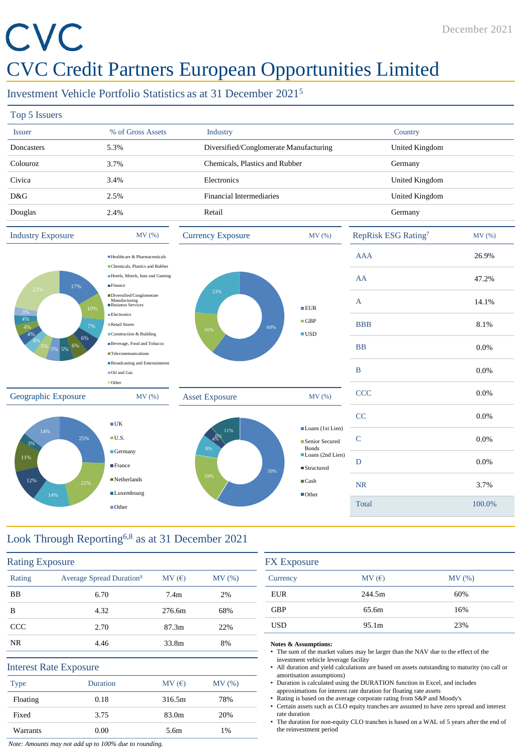# CVC Credit Partners European Opportunities Limited

December 2021

## Investment Vehicle Portfolio Statistics as at 31 December 2021[5]

### Top 5 Issuers

| Issuer | % of Gross Assets | Industry | Country |
|---|---|---|---|
| Doncasters | 5.3% | Diversified/Conglomerate Manufacturing | United Kingdom |
| Colouroz | 3.7% | Chemicals, Plastics and Rubber | Germany |
| Civica | 3.4% | Electronics | United Kingdom |
| D&G | 2.5% | Financial Intermediaries | United Kingdom |
| Douglas | 2.4% | Retail | Germany |

### Industry Exposure

| Industry | MV (%) |
|---|---|
| Healthcare & Pharmaceuticals | 17% |
| Chemicals, Plastics and Rubber | 10% |
| Hotels, Motels, Inns and Gaming | 7% |
| Finance | 6% |
| Diversified/Conglomerate Manufacturing | 6% |
| Business Services | 5% |
| Electronics | 5% |
| Retail Stores | 5% |
| Construction & Building | 4% |
| Beverage, Food and Tobacco | 4% |
| Telecommunications | 4% |
| Broadcasting and Entertainment | 4% |
| Oil and Gas | 3% |
| Other | 22% |

### Currency Exposure

| Currency | MV (%) |
|---|---|
| EUR | 60% |
| GBP | 16% |
| USD | 23% |

### RepRisk ESG Rating[7]

| Rating | MV (%) |
|---|---|
| AAA | 26.9% |
| AA | 47.2% |
| A | 14.1% |
| BBB | 8.1% |
| BB | 0.0% |
| B | 0.0% |
| CCC | 0.0% |
| CC | 0.0% |
| C | 0.0% |
| D | 0.0% |
| NR | 3.7% |
| Total | 100.0% |

### Geographic Exposure

| Country | MV (%) |
|---|---|
| UK | 25% |
| U.S. | 21% |
| Germany | 14% |
| France | 12% |
| Netherlands | 11% |
| Luxembourg | 3% |
| Other | 14% |

### Asset Exposure

| Asset | MV (%) |
|---|---|
| Loans (1st Lien) | 59% |
| Senior Secured Bonds | 19% |
| Loans (2nd Lien) | 8% |
| Structured | 4% |
| Cash | 0% |
| Other | 11% |

## Look Through Reporting[6,8] as at 31 December 2021

### Rating Exposure

| Rating | Average Spread Duration[9] | MV (€) | MV (%) |
|---|---|---|---|
| BB | 6.70 | 7.4m | 2% |
| B | 4.32 | 276.6m | 68% |
| CCC | 2.70 | 87.3m | 22% |
| NR | 4.46 | 33.8m | 8% |

### Interest Rate Exposure

| Type | Duration | MV (€) | MV (%) |
|---|---|---|---|
| Floating | 0.18 | 316.5m | 78% |
| Fixed | 3.75 | 83.0m | 20% |
| Warrants | 0.00 | 5.6m | 1% |

*Note: Amounts may not add up to 100% due to rounding.*

### FX Exposure

| Currency | MV (€) | MV (%) |
|---|---|---|
| EUR | 244.5m | 60% |
| GBP | 65.6m | 16% |
| USD | 95.1m | 23% |

**Notes & Assumptions:**

- The sum of the market values may be larger than the NAV due to the effect of the investment vehicle leverage facility
- All duration and yield calculations are based on assets outstanding to maturity (no call or amortisation assumptions)
- Duration is calculated using the DURATION function in Excel, and includes approximations for interest rate duration for floating rate assets
- Rating is based on the average corporate rating from S&P and Moody's
- Certain assets such as CLO equity tranches are assumed to have zero spread and interest rate duration
- The duration for non-equity CLO tranches is based on a WAL of 5 years after the end of the reinvestment period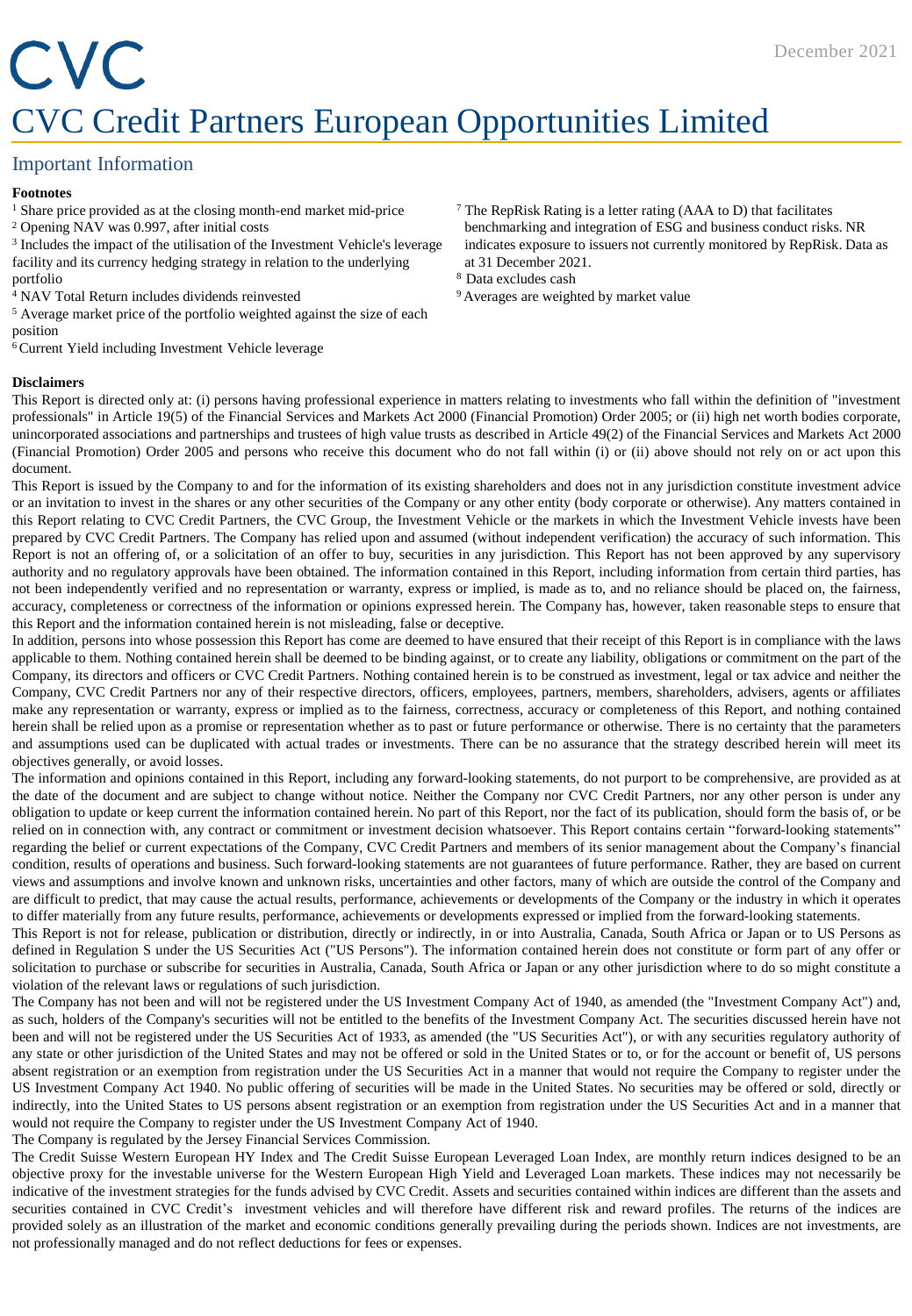# CVC Credit Partners European Opportunities Limited

December 2021

## Important Information

**Footnotes**

[1] Share price provided as at the closing month-end market mid-price

[2] Opening NAV was 0.997, after initial costs

[3] Includes the impact of the utilisation of the Investment Vehicle's leverage facility and its currency hedging strategy in relation to the underlying portfolio

[4] NAV Total Return includes dividends reinvested

[5] Average market price of the portfolio weighted against the size of each position

[6] Current Yield including Investment Vehicle leverage

[7] The RepRisk Rating is a letter rating (AAA to D) that facilitates benchmarking and integration of ESG and business conduct risks. NR indicates exposure to issuers not currently monitored by RepRisk. Data as at 31 December 2021.

[8] Data excludes cash

[9] Averages are weighted by market value

**Disclaimers**

This Report is directed only at: (i) persons having professional experience in matters relating to investments who fall within the definition of "investment professionals" in Article 19(5) of the Financial Services and Markets Act 2000 (Financial Promotion) Order 2005; or (ii) high net worth bodies corporate, unincorporated associations and partnerships and trustees of high value trusts as described in Article 49(2) of the Financial Services and Markets Act 2000 (Financial Promotion) Order 2005 and persons who receive this document who do not fall within (i) or (ii) above should not rely on or act upon this document.

This Report is issued by the Company to and for the information of its existing shareholders and does not in any jurisdiction constitute investment advice or an invitation to invest in the shares or any other securities of the Company or any other entity (body corporate or otherwise). Any matters contained in this Report relating to CVC Credit Partners, the CVC Group, the Investment Vehicle or the markets in which the Investment Vehicle invests have been prepared by CVC Credit Partners. The Company has relied upon and assumed (without independent verification) the accuracy of such information. This Report is not an offering of, or a solicitation of an offer to buy, securities in any jurisdiction. This Report has not been approved by any supervisory authority and no regulatory approvals have been obtained. The information contained in this Report, including information from certain third parties, has not been independently verified and no representation or warranty, express or implied, is made as to, and no reliance should be placed on, the fairness, accuracy, completeness or correctness of the information or opinions expressed herein. The Company has, however, taken reasonable steps to ensure that this Report and the information contained herein is not misleading, false or deceptive.

In addition, persons into whose possession this Report has come are deemed to have ensured that their receipt of this Report is in compliance with the laws applicable to them. Nothing contained herein shall be deemed to be binding against, or to create any liability, obligations or commitment on the part of the Company, its directors and officers or CVC Credit Partners. Nothing contained herein is to be construed as investment, legal or tax advice and neither the Company, CVC Credit Partners nor any of their respective directors, officers, employees, partners, members, shareholders, advisers, agents or affiliates make any representation or warranty, express or implied as to the fairness, correctness, accuracy or completeness of this Report, and nothing contained herein shall be relied upon as a promise or representation whether as to past or future performance or otherwise. There is no certainty that the parameters and assumptions used can be duplicated with actual trades or investments. There can be no assurance that the strategy described herein will meet its objectives generally, or avoid losses.

The information and opinions contained in this Report, including any forward-looking statements, do not purport to be comprehensive, are provided as at the date of the document and are subject to change without notice. Neither the Company nor CVC Credit Partners, nor any other person is under any obligation to update or keep current the information contained herein. No part of this Report, nor the fact of its publication, should form the basis of, or be relied on in connection with, any contract or commitment or investment decision whatsoever. This Report contains certain "forward-looking statements" regarding the belief or current expectations of the Company, CVC Credit Partners and members of its senior management about the Company's financial condition, results of operations and business. Such forward-looking statements are not guarantees of future performance. Rather, they are based on current views and assumptions and involve known and unknown risks, uncertainties and other factors, many of which are outside the control of the Company and are difficult to predict, that may cause the actual results, performance, achievements or developments of the Company or the industry in which it operates to differ materially from any future results, performance, achievements or developments expressed or implied from the forward-looking statements.

This Report is not for release, publication or distribution, directly or indirectly, in or into Australia, Canada, South Africa or Japan or to US Persons as defined in Regulation S under the US Securities Act ("US Persons"). The information contained herein does not constitute or form part of any offer or solicitation to purchase or subscribe for securities in Australia, Canada, South Africa or Japan or any other jurisdiction where to do so might constitute a violation of the relevant laws or regulations of such jurisdiction.

The Company has not been and will not be registered under the US Investment Company Act of 1940, as amended (the "Investment Company Act") and, as such, holders of the Company's securities will not be entitled to the benefits of the Investment Company Act. The securities discussed herein have not been and will not be registered under the US Securities Act of 1933, as amended (the "US Securities Act"), or with any securities regulatory authority of any state or other jurisdiction of the United States and may not be offered or sold in the United States or to, or for the account or benefit of, US persons absent registration or an exemption from registration under the US Securities Act in a manner that would not require the Company to register under the US Investment Company Act 1940. No public offering of securities will be made in the United States. No securities may be offered or sold, directly or indirectly, into the United States to US persons absent registration or an exemption from registration under the US Securities Act and in a manner that would not require the Company to register under the US Investment Company Act of 1940.

The Company is regulated by the Jersey Financial Services Commission.

The Credit Suisse Western European HY Index and The Credit Suisse European Leveraged Loan Index, are monthly return indices designed to be an objective proxy for the investable universe for the Western European High Yield and Leveraged Loan markets. These indices may not necessarily be indicative of the investment strategies for the funds advised by CVC Credit. Assets and securities contained within indices are different than the assets and securities contained in CVC Credit's investment vehicles and will therefore have different risk and reward profiles. The returns of the indices are provided solely as an illustration of the market and economic conditions generally prevailing during the periods shown. Indices are not investments, are not professionally managed and do not reflect deductions for fees or expenses.